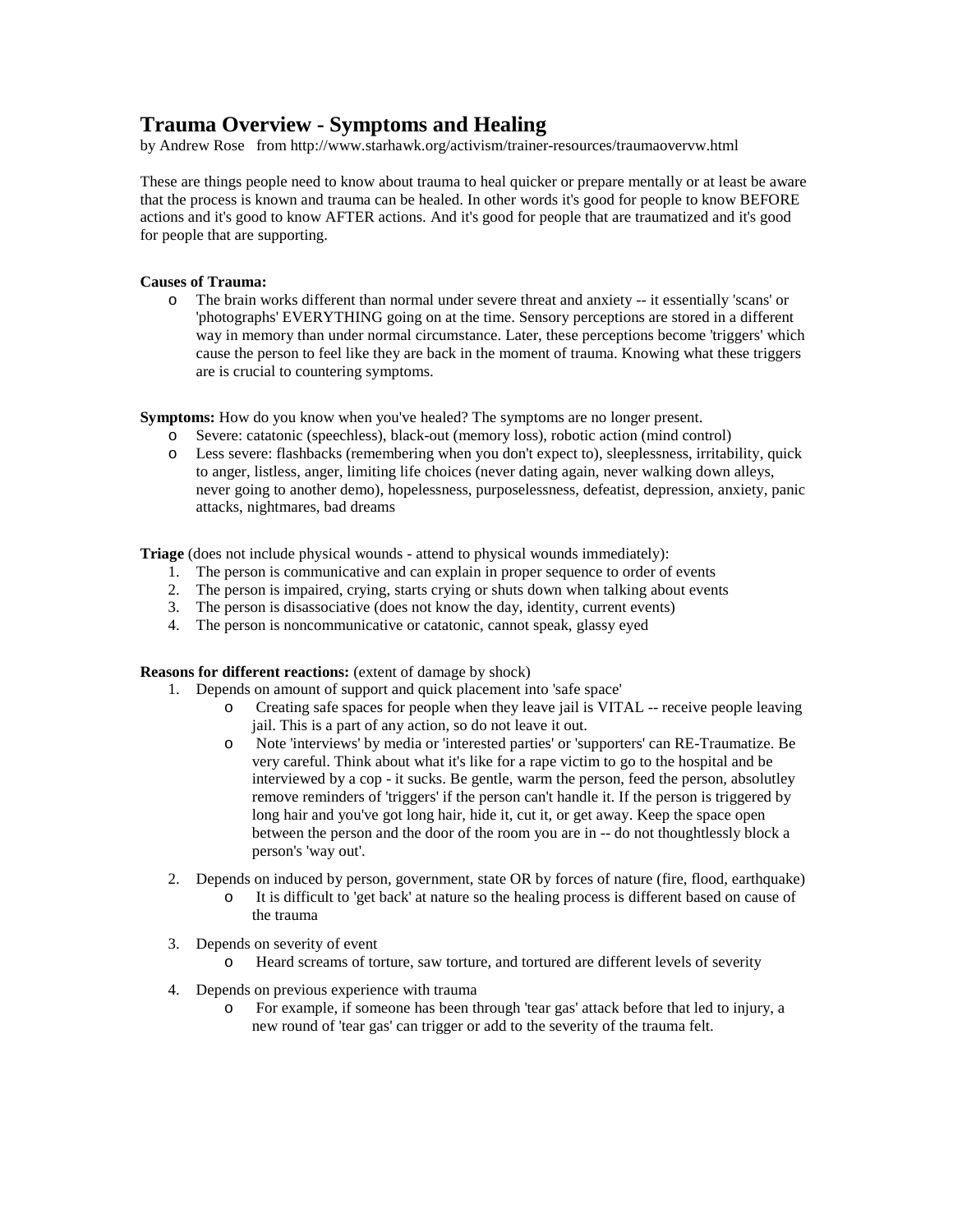# Trauma Overview - Symptoms and Healing

by Andrew Rose from http://www.starhawk.org/activism/trainer-resources/traumaovervw.html

These are things people need to know about trauma to heal quicker or prepare mentally or at least be aware that the process is known and trauma can be healed. In other words it's good for people to know BEFORE actions and it's good to know AFTER actions. And it's good for people that are traumatized and it's good for people that are supporting.

**Causes of Trauma:**

- The brain works different than normal under severe threat and anxiety -- it essentially 'scans' or 'photographs' EVERYTHING going on at the time. Sensory perceptions are stored in a different way in memory than under normal circumstance. Later, these perceptions become 'triggers' which cause the person to feel like they are back in the moment of trauma. Knowing what these triggers are is crucial to countering symptoms.

**Symptoms:** How do you know when you've healed? The symptoms are no longer present.

- Severe: catatonic (speechless), black-out (memory loss), robotic action (mind control)
- Less severe: flashbacks (remembering when you don't expect to), sleeplessness, irritability, quick to anger, listless, anger, limiting life choices (never dating again, never walking down alleys, never going to another demo), hopelessness, purposelessness, defeatist, depression, anxiety, panic attacks, nightmares, bad dreams

**Triage** (does not include physical wounds - attend to physical wounds immediately):

1. The person is communicative and can explain in proper sequence to order of events
2. The person is impaired, crying, starts crying or shuts down when talking about events
3. The person is disassociative (does not know the day, identity, current events)
4. The person is noncommunicative or catatonic, cannot speak, glassy eyed

**Reasons for different reactions:** (extent of damage by shock)

1. Depends on amount of support and quick placement into 'safe space'
   - Creating safe spaces for people when they leave jail is VITAL -- receive people leaving jail. This is a part of any action, so do not leave it out.
   - Note 'interviews' by media or 'interested parties' or 'supporters' can RE-Traumatize. Be very careful. Think about what it's like for a rape victim to go to the hospital and be interviewed by a cop - it sucks. Be gentle, warm the person, feed the person, absolutley remove reminders of 'triggers' if the person can't handle it. If the person is triggered by long hair and you've got long hair, hide it, cut it, or get away. Keep the space open between the person and the door of the room you are in -- do not thoughtlessly block a person's 'way out'.
2. Depends on induced by person, government, state OR by forces of nature (fire, flood, earthquake)
   - It is difficult to 'get back' at nature so the healing process is different based on cause of the trauma
3. Depends on severity of event
   - Heard screams of torture, saw torture, and tortured are different levels of severity
4. Depends on previous experience with trauma
   - For example, if someone has been through 'tear gas' attack before that led to injury, a new round of 'tear gas' can trigger or add to the severity of the trauma felt.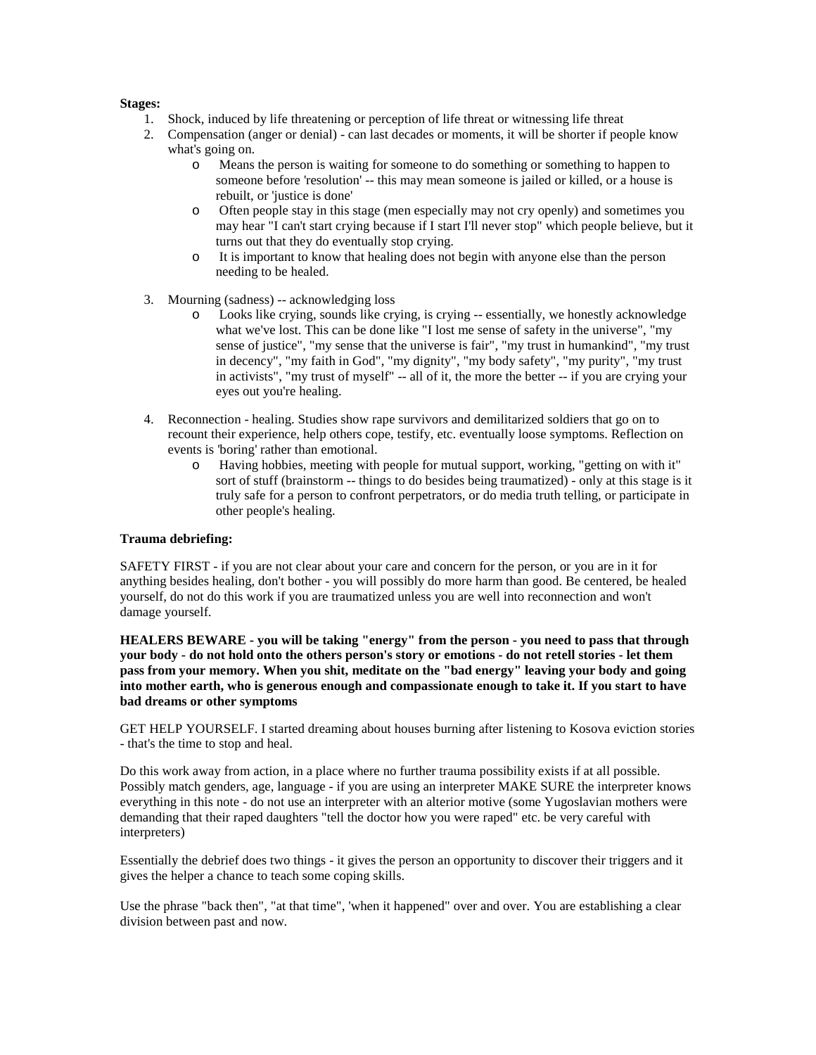**Stages:**

1. Shock, induced by life threatening or perception of life threat or witnessing life threat
2. Compensation (anger or denial) - can last decades or moments, it will be shorter if people know what's going on.
   - Means the person is waiting for someone to do something or something to happen to someone before 'resolution' -- this may mean someone is jailed or killed, or a house is rebuilt, or 'justice is done'
   - Often people stay in this stage (men especially may not cry openly) and sometimes you may hear "I can't start crying because if I start I'll never stop" which people believe, but it turns out that they do eventually stop crying.
   - It is important to know that healing does not begin with anyone else than the person needing to be healed.

3. Mourning (sadness) -- acknowledging loss
   - Looks like crying, sounds like crying, is crying -- essentially, we honestly acknowledge what we've lost. This can be done like "I lost me sense of safety in the universe", "my sense of justice", "my sense that the universe is fair", "my trust in humankind", "my trust in decency", "my faith in God", "my dignity", "my body safety", "my purity", "my trust in activists", "my trust of myself" -- all of it, the more the better -- if you are crying your eyes out you're healing.

4. Reconnection - healing. Studies show rape survivors and demilitarized soldiers that go on to recount their experience, help others cope, testify, etc. eventually loose symptoms. Reflection on events is 'boring' rather than emotional.
   - Having hobbies, meeting with people for mutual support, working, "getting on with it" sort of stuff (brainstorm -- things to do besides being traumatized) - only at this stage is it truly safe for a person to confront perpetrators, or do media truth telling, or participate in other people's healing.

**Trauma debriefing:**

SAFETY FIRST - if you are not clear about your care and concern for the person, or you are in it for anything besides healing, don't bother - you will possibly do more harm than good. Be centered, be healed yourself, do not do this work if you are traumatized unless you are well into reconnection and won't damage yourself.

**HEALERS BEWARE - you will be taking "energy" from the person - you need to pass that through your body - do not hold onto the others person's story or emotions - do not retell stories - let them pass from your memory. When you shit, meditate on the "bad energy" leaving your body and going into mother earth, who is generous enough and compassionate enough to take it. If you start to have bad dreams or other symptoms**

GET HELP YOURSELF. I started dreaming about houses burning after listening to Kosova eviction stories - that's the time to stop and heal.

Do this work away from action, in a place where no further trauma possibility exists if at all possible. Possibly match genders, age, language - if you are using an interpreter MAKE SURE the interpreter knows everything in this note - do not use an interpreter with an alterior motive (some Yugoslavian mothers were demanding that their raped daughters "tell the doctor how you were raped" etc. be very careful with interpreters)

Essentially the debrief does two things - it gives the person an opportunity to discover their triggers and it gives the helper a chance to teach some coping skills.

Use the phrase "back then", "at that time", 'when it happened" over and over. You are establishing a clear division between past and now.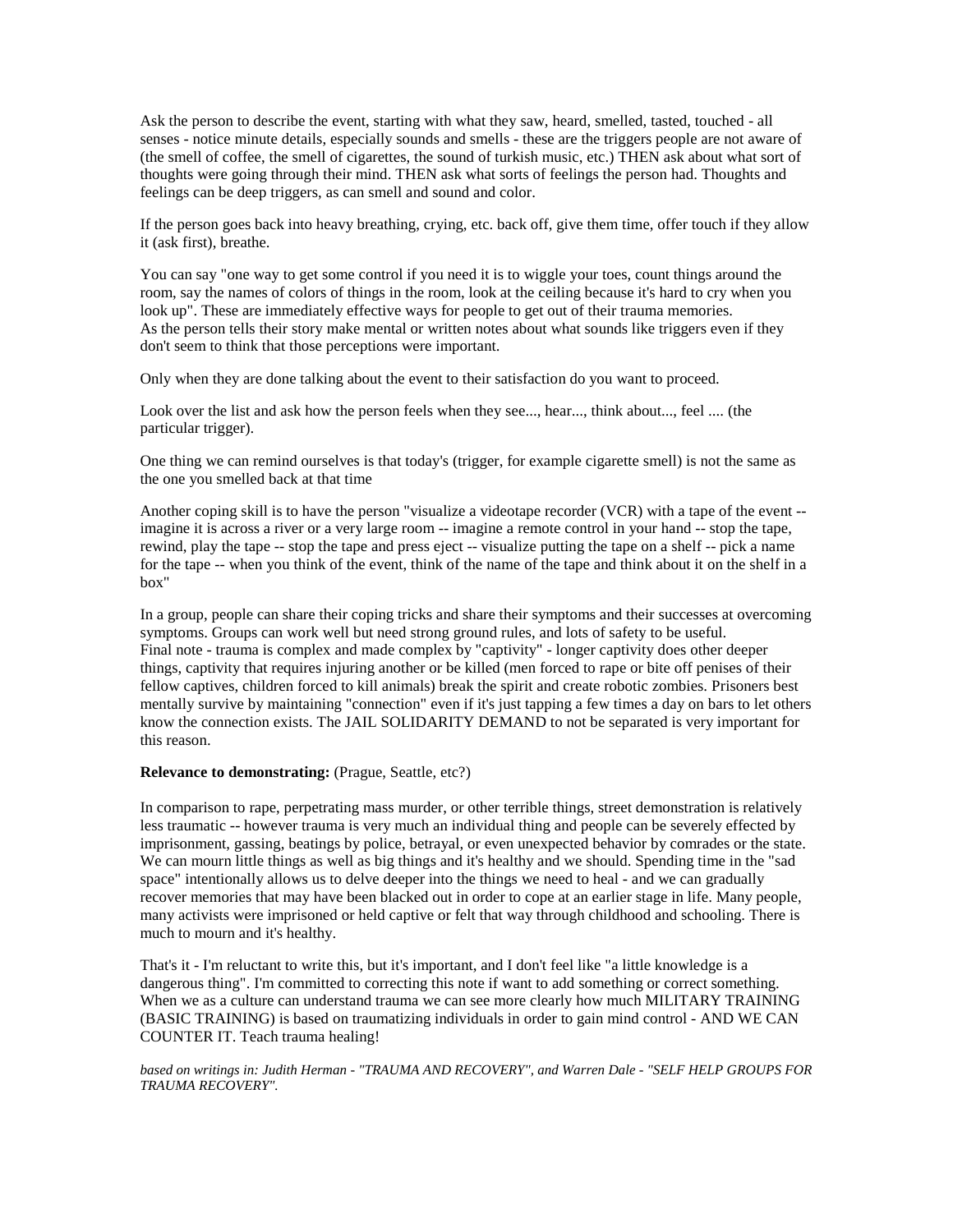Ask the person to describe the event, starting with what they saw, heard, smelled, tasted, touched - all senses - notice minute details, especially sounds and smells - these are the triggers people are not aware of (the smell of coffee, the smell of cigarettes, the sound of turkish music, etc.) THEN ask about what sort of thoughts were going through their mind. THEN ask what sorts of feelings the person had. Thoughts and feelings can be deep triggers, as can smell and sound and color.

If the person goes back into heavy breathing, crying, etc. back off, give them time, offer touch if they allow it (ask first), breathe.

You can say "one way to get some control if you need it is to wiggle your toes, count things around the room, say the names of colors of things in the room, look at the ceiling because it's hard to cry when you look up". These are immediately effective ways for people to get out of their trauma memories.
As the person tells their story make mental or written notes about what sounds like triggers even if they don't seem to think that those perceptions were important.

Only when they are done talking about the event to their satisfaction do you want to proceed.

Look over the list and ask how the person feels when they see..., hear..., think about..., feel .... (the particular trigger).

One thing we can remind ourselves is that today's (trigger, for example cigarette smell) is not the same as the one you smelled back at that time

Another coping skill is to have the person "visualize a videotape recorder (VCR) with a tape of the event -- imagine it is across a river or a very large room -- imagine a remote control in your hand -- stop the tape, rewind, play the tape -- stop the tape and press eject -- visualize putting the tape on a shelf -- pick a name for the tape -- when you think of the event, think of the name of the tape and think about it on the shelf in a box"

In a group, people can share their coping tricks and share their symptoms and their successes at overcoming symptoms. Groups can work well but need strong ground rules, and lots of safety to be useful.
Final note - trauma is complex and made complex by "captivity" - longer captivity does other deeper things, captivity that requires injuring another or be killed (men forced to rape or bite off penises of their fellow captives, children forced to kill animals) break the spirit and create robotic zombies. Prisoners best mentally survive by maintaining "connection" even if it's just tapping a few times a day on bars to let others know the connection exists. The JAIL SOLIDARITY DEMAND to not be separated is very important for this reason.

**Relevance to demonstrating:** (Prague, Seattle, etc?)

In comparison to rape, perpetrating mass murder, or other terrible things, street demonstration is relatively less traumatic -- however trauma is very much an individual thing and people can be severely effected by imprisonment, gassing, beatings by police, betrayal, or even unexpected behavior by comrades or the state. We can mourn little things as well as big things and it's healthy and we should. Spending time in the "sad space" intentionally allows us to delve deeper into the things we need to heal - and we can gradually recover memories that may have been blacked out in order to cope at an earlier stage in life. Many people, many activists were imprisoned or held captive or felt that way through childhood and schooling. There is much to mourn and it's healthy.

That's it - I'm reluctant to write this, but it's important, and I don't feel like "a little knowledge is a dangerous thing". I'm committed to correcting this note if want to add something or correct something. When we as a culture can understand trauma we can see more clearly how much MILITARY TRAINING (BASIC TRAINING) is based on traumatizing individuals in order to gain mind control - AND WE CAN COUNTER IT. Teach trauma healing!

*based on writings in: Judith Herman - "TRAUMA AND RECOVERY", and Warren Dale - "SELF HELP GROUPS FOR TRAUMA RECOVERY".*